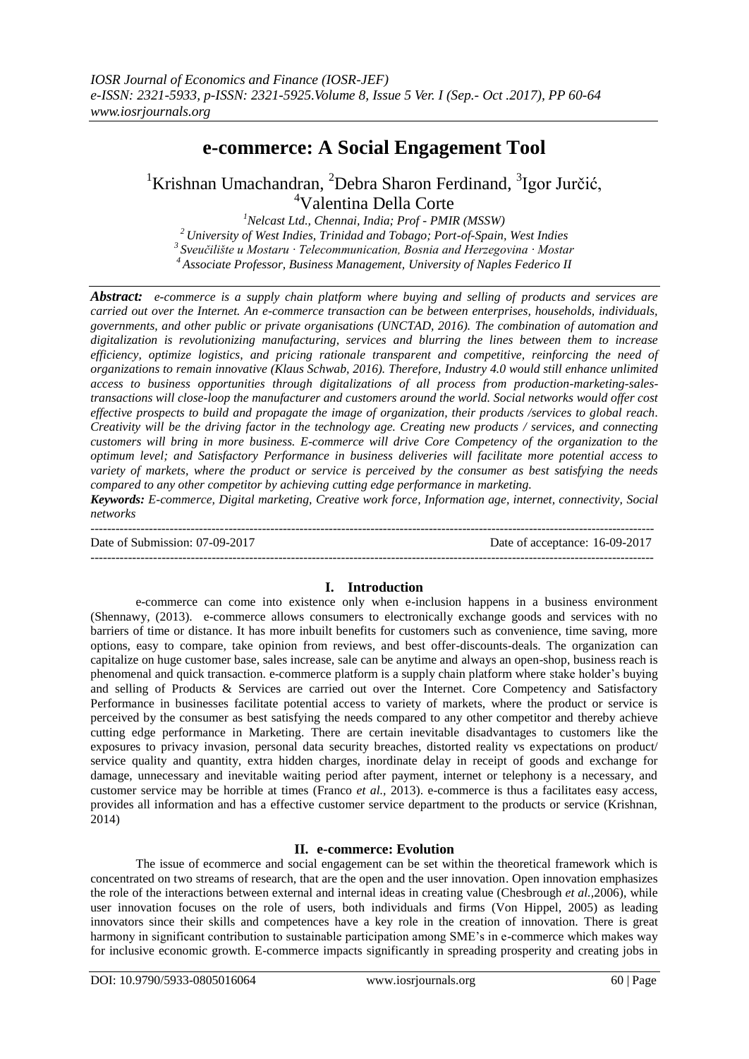# e-commerce: A Social Engagement Tool

[1]Krishnan Umachandran, [2]Debra Sharon Ferdinand, [3]Igor Jurčić, [4]Valentina Della Corte

[1]*Nelcast Ltd., Chennai, India; Prof - PMIR (MSSW)*
[2]*University of West Indies, Trinidad and Tobago; Port-of-Spain, West Indies*
[3]*Sveučilište u Mostaru · Telecommunication, Bosnia and Herzegovina · Mostar*
[4]*Associate Professor, Business Management, University of Naples Federico II*

***Abstract:*** *e-commerce is a supply chain platform where buying and selling of products and services are carried out over the Internet. An e-commerce transaction can be between enterprises, households, individuals, governments, and other public or private organisations (UNCTAD, 2016). The combination of automation and digitalization is revolutionizing manufacturing, services and blurring the lines between them to increase efficiency, optimize logistics, and pricing rationale transparent and competitive, reinforcing the need of organizations to remain innovative (Klaus Schwab, 2016). Therefore, Industry 4.0 would still enhance unlimited access to business opportunities through digitalizations of all process from production-marketing-sales-transactions will close-loop the manufacturer and customers around the world. Social networks would offer cost effective prospects to build and propagate the image of organization, their products /services to global reach. Creativity will be the driving factor in the technology age. Creating new products / services, and connecting customers will bring in more business. E-commerce will drive Core Competency of the organization to the optimum level; and Satisfactory Performance in business deliveries will facilitate more potential access to variety of markets, where the product or service is perceived by the consumer as best satisfying the needs compared to any other competitor by achieving cutting edge performance in marketing.*

***Keywords:*** *E-commerce, Digital marketing, Creative work force, Information age, internet, connectivity, Social networks*

---

Date of Submission: 07-09-2017 | Date of acceptance: 16-09-2017

---

## I. Introduction

e-commerce can come into existence only when e-inclusion happens in a business environment (Shennawy, (2013). e-commerce allows consumers to electronically exchange goods and services with no barriers of time or distance. It has more inbuilt benefits for customers such as convenience, time saving, more options, easy to compare, take opinion from reviews, and best offer-discounts-deals. The organization can capitalize on huge customer base, sales increase, sale can be anytime and always an open-shop, business reach is phenomenal and quick transaction. e-commerce platform is a supply chain platform where stake holder's buying and selling of Products & Services are carried out over the Internet. Core Competency and Satisfactory Performance in businesses facilitate potential access to variety of markets, where the product or service is perceived by the consumer as best satisfying the needs compared to any other competitor and thereby achieve cutting edge performance in Marketing. There are certain inevitable disadvantages to customers like the exposures to privacy invasion, personal data security breaches, distorted reality vs expectations on product/ service quality and quantity, extra hidden charges, inordinate delay in receipt of goods and exchange for damage, unnecessary and inevitable waiting period after payment, internet or telephony is a necessary, and customer service may be horrible at times (Franco *et al.*, 2013). e-commerce is thus a facilitates easy access, provides all information and has a effective customer service department to the products or service (Krishnan, 2014)

## II. e-commerce: Evolution

The issue of ecommerce and social engagement can be set within the theoretical framework which is concentrated on two streams of research, that are the open and the user innovation. Open innovation emphasizes the role of the interactions between external and internal ideas in creating value (Chesbrough *et al.*,2006), while user innovation focuses on the role of users, both individuals and firms (Von Hippel, 2005) as leading innovators since their skills and competences have a key role in the creation of innovation. There is great harmony in significant contribution to sustainable participation among SME's in e-commerce which makes way for inclusive economic growth. E-commerce impacts significantly in spreading prosperity and creating jobs in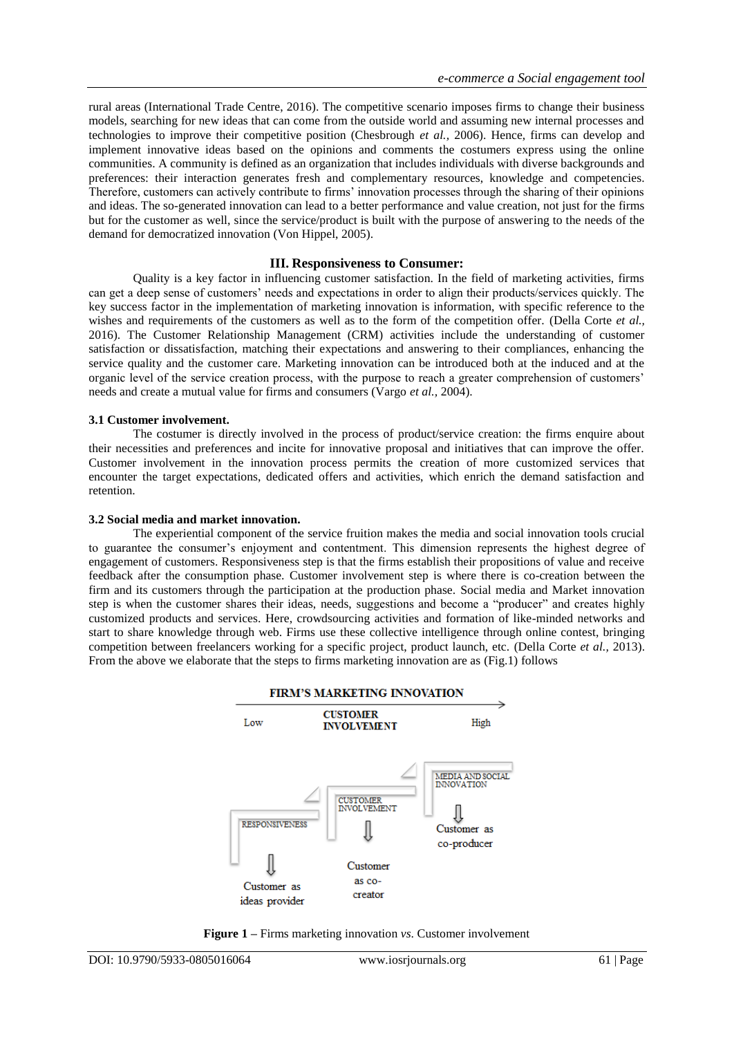rural areas (International Trade Centre, 2016). The competitive scenario imposes firms to change their business models, searching for new ideas that can come from the outside world and assuming new internal processes and technologies to improve their competitive position (Chesbrough *et al.,* 2006). Hence, firms can develop and implement innovative ideas based on the opinions and comments the costumers express using the online communities. A community is defined as an organization that includes individuals with diverse backgrounds and preferences: their interaction generates fresh and complementary resources, knowledge and competencies. Therefore, customers can actively contribute to firms' innovation processes through the sharing of their opinions and ideas. The so-generated innovation can lead to a better performance and value creation, not just for the firms but for the customer as well, since the service/product is built with the purpose of answering to the needs of the demand for democratized innovation (Von Hippel, 2005).

## III. Responsiveness to Consumer:

Quality is a key factor in influencing customer satisfaction. In the field of marketing activities, firms can get a deep sense of customers' needs and expectations in order to align their products/services quickly. The key success factor in the implementation of marketing innovation is information, with specific reference to the wishes and requirements of the customers as well as to the form of the competition offer. (Della Corte *et al.,* 2016). The Customer Relationship Management (CRM) activities include the understanding of customer satisfaction or dissatisfaction, matching their expectations and answering to their compliances, enhancing the service quality and the customer care. Marketing innovation can be introduced both at the induced and at the organic level of the service creation process, with the purpose to reach a greater comprehension of customers' needs and create a mutual value for firms and consumers (Vargo *et al.,* 2004).

### 3.1 Customer involvement.

The costumer is directly involved in the process of product/service creation: the firms enquire about their necessities and preferences and incite for innovative proposal and initiatives that can improve the offer. Customer involvement in the innovation process permits the creation of more customized services that encounter the target expectations, dedicated offers and activities, which enrich the demand satisfaction and retention.

### 3.2 Social media and market innovation.

The experiential component of the service fruition makes the media and social innovation tools crucial to guarantee the consumer's enjoyment and contentment. This dimension represents the highest degree of engagement of customers. Responsiveness step is that the firms establish their propositions of value and receive feedback after the consumption phase. Customer involvement step is where there is co-creation between the firm and its customers through the participation at the production phase. Social media and Market innovation step is when the customer shares their ideas, needs, suggestions and become a "producer" and creates highly customized products and services. Here, crowdsourcing activities and formation of like-minded networks and start to share knowledge through web. Firms use these collective intelligence through online contest, bringing competition between freelancers working for a specific project, product launch, etc. (Della Corte *et al.,* 2013). From the above we elaborate that the steps to firms marketing innovation are as (Fig.1) follows

FIRM'S MARKETING INNOVATION

Low — CUSTOMER INVOLVEMENT — High

RESPONSIVENESS → Customer as ideas provider

CUSTOMER INVOLVEMENT → Customer as co-creator

MEDIA AND SOCIAL INNOVATION → Customer as co-producer

**Figure 1 –** Firms marketing innovation *vs.* Customer involvement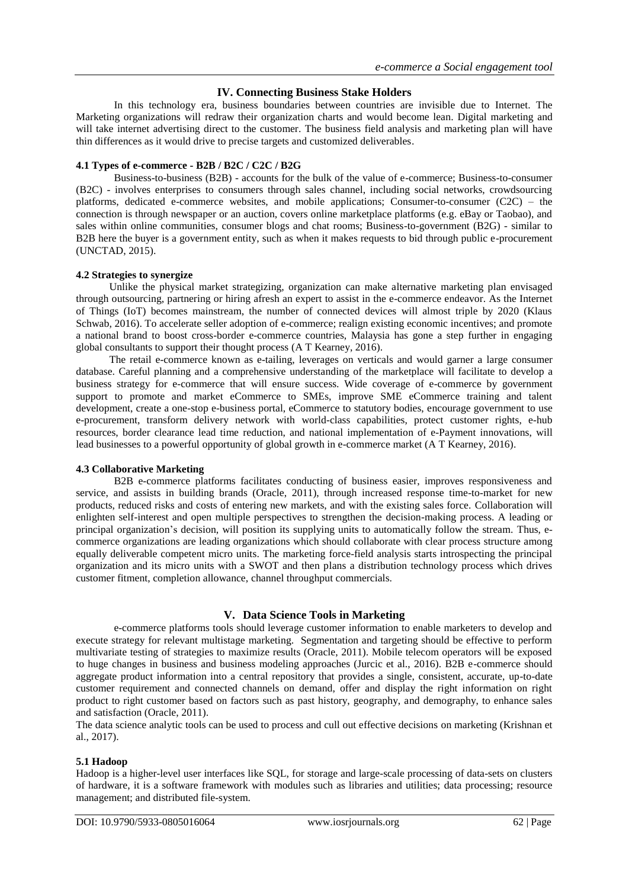## IV. Connecting Business Stake Holders

In this technology era, business boundaries between countries are invisible due to Internet. The Marketing organizations will redraw their organization charts and would become lean. Digital marketing and will take internet advertising direct to the customer. The business field analysis and marketing plan will have thin differences as it would drive to precise targets and customized deliverables.

### 4.1 Types of e-commerce - B2B / B2C / C2C / B2G

Business-to-business (B2B) - accounts for the bulk of the value of e-commerce; Business-to-consumer (B2C) - involves enterprises to consumers through sales channel, including social networks, crowdsourcing platforms, dedicated e-commerce websites, and mobile applications; Consumer-to-consumer (C2C) – the connection is through newspaper or an auction, covers online marketplace platforms (e.g. eBay or Taobao), and sales within online communities, consumer blogs and chat rooms; Business-to-government (B2G) - similar to B2B here the buyer is a government entity, such as when it makes requests to bid through public e-procurement (UNCTAD, 2015).

### 4.2 Strategies to synergize

Unlike the physical market strategizing, organization can make alternative marketing plan envisaged through outsourcing, partnering or hiring afresh an expert to assist in the e-commerce endeavor. As the Internet of Things (IoT) becomes mainstream, the number of connected devices will almost triple by 2020 (Klaus Schwab, 2016). To accelerate seller adoption of e-commerce; realign existing economic incentives; and promote a national brand to boost cross-border e-commerce countries, Malaysia has gone a step further in engaging global consultants to support their thought process (A T Kearney, 2016).

The retail e-commerce known as e-tailing, leverages on verticals and would garner a large consumer database. Careful planning and a comprehensive understanding of the marketplace will facilitate to develop a business strategy for e-commerce that will ensure success. Wide coverage of e-commerce by government support to promote and market eCommerce to SMEs, improve SME eCommerce training and talent development, create a one-stop e-business portal, eCommerce to statutory bodies, encourage government to use e-procurement, transform delivery network with world-class capabilities, protect customer rights, e-hub resources, border clearance lead time reduction, and national implementation of e-Payment innovations, will lead businesses to a powerful opportunity of global growth in e-commerce market (A T Kearney, 2016).

### 4.3 Collaborative Marketing

B2B e-commerce platforms facilitates conducting of business easier, improves responsiveness and service, and assists in building brands (Oracle, 2011), through increased response time-to-market for new products, reduced risks and costs of entering new markets, and with the existing sales force. Collaboration will enlighten self-interest and open multiple perspectives to strengthen the decision-making process. A leading or principal organization's decision, will position its supplying units to automatically follow the stream. Thus, e-commerce organizations are leading organizations which should collaborate with clear process structure among equally deliverable competent micro units. The marketing force-field analysis starts introspecting the principal organization and its micro units with a SWOT and then plans a distribution technology process which drives customer fitment, completion allowance, channel throughput commercials.

## V. Data Science Tools in Marketing

e-commerce platforms tools should leverage customer information to enable marketers to develop and execute strategy for relevant multistage marketing. Segmentation and targeting should be effective to perform multivariate testing of strategies to maximize results (Oracle, 2011). Mobile telecom operators will be exposed to huge changes in business and business modeling approaches (Jurcic et al., 2016). B2B e-commerce should aggregate product information into a central repository that provides a single, consistent, accurate, up-to-date customer requirement and connected channels on demand, offer and display the right information on right product to right customer based on factors such as past history, geography, and demography, to enhance sales and satisfaction (Oracle, 2011).

The data science analytic tools can be used to process and cull out effective decisions on marketing (Krishnan et al., 2017).

### 5.1 Hadoop

Hadoop is a higher-level user interfaces like SQL, for storage and large-scale processing of data-sets on clusters of hardware, it is a software framework with modules such as libraries and utilities; data processing; resource management; and distributed file-system.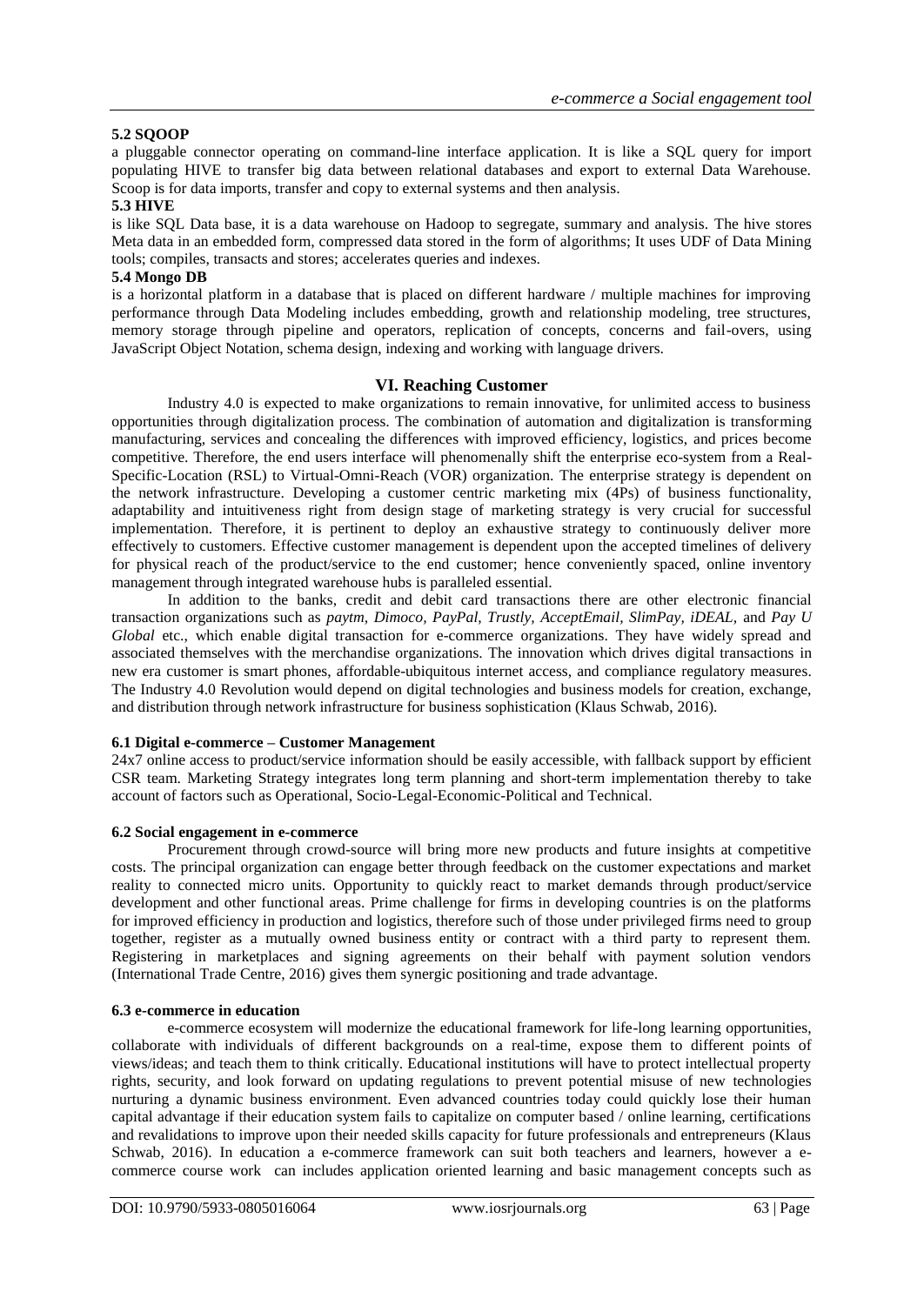### 5.2 SQOOP

a pluggable connector operating on command-line interface application. It is like a SQL query for import populating HIVE to transfer big data between relational databases and export to external Data Warehouse. Scoop is for data imports, transfer and copy to external systems and then analysis.

### 5.3 HIVE

is like SQL Data base, it is a data warehouse on Hadoop to segregate, summary and analysis. The hive stores Meta data in an embedded form, compressed data stored in the form of algorithms; It uses UDF of Data Mining tools; compiles, transacts and stores; accelerates queries and indexes.

### 5.4 Mongo DB

is a horizontal platform in a database that is placed on different hardware / multiple machines for improving performance through Data Modeling includes embedding, growth and relationship modeling, tree structures, memory storage through pipeline and operators, replication of concepts, concerns and fail-overs, using JavaScript Object Notation, schema design, indexing and working with language drivers.

## VI. Reaching Customer

Industry 4.0 is expected to make organizations to remain innovative, for unlimited access to business opportunities through digitalization process. The combination of automation and digitalization is transforming manufacturing, services and concealing the differences with improved efficiency, logistics, and prices become competitive. Therefore, the end users interface will phenomenally shift the enterprise eco-system from a Real-Specific-Location (RSL) to Virtual-Omni-Reach (VOR) organization. The enterprise strategy is dependent on the network infrastructure. Developing a customer centric marketing mix (4Ps) of business functionality, adaptability and intuitiveness right from design stage of marketing strategy is very crucial for successful implementation. Therefore, it is pertinent to deploy an exhaustive strategy to continuously deliver more effectively to customers. Effective customer management is dependent upon the accepted timelines of delivery for physical reach of the product/service to the end customer; hence conveniently spaced, online inventory management through integrated warehouse hubs is paralleled essential.

In addition to the banks, credit and debit card transactions there are other electronic financial transaction organizations such as *paytm, Dimoco, PayPal, Trustly, AcceptEmail, SlimPay, iDEAL,* and *Pay U Global* etc., which enable digital transaction for e-commerce organizations. They have widely spread and associated themselves with the merchandise organizations. The innovation which drives digital transactions in new era customer is smart phones, affordable-ubiquitous internet access, and compliance regulatory measures. The Industry 4.0 Revolution would depend on digital technologies and business models for creation, exchange, and distribution through network infrastructure for business sophistication (Klaus Schwab, 2016).

### 6.1 Digital e-commerce – Customer Management

24x7 online access to product/service information should be easily accessible, with fallback support by efficient CSR team. Marketing Strategy integrates long term planning and short-term implementation thereby to take account of factors such as Operational, Socio-Legal-Economic-Political and Technical.

### 6.2 Social engagement in e-commerce

Procurement through crowd-source will bring more new products and future insights at competitive costs. The principal organization can engage better through feedback on the customer expectations and market reality to connected micro units. Opportunity to quickly react to market demands through product/service development and other functional areas. Prime challenge for firms in developing countries is on the platforms for improved efficiency in production and logistics, therefore such of those under privileged firms need to group together, register as a mutually owned business entity or contract with a third party to represent them. Registering in marketplaces and signing agreements on their behalf with payment solution vendors (International Trade Centre, 2016) gives them synergic positioning and trade advantage.

### 6.3 e-commerce in education

e-commerce ecosystem will modernize the educational framework for life-long learning opportunities, collaborate with individuals of different backgrounds on a real-time, expose them to different points of views/ideas; and teach them to think critically. Educational institutions will have to protect intellectual property rights, security, and look forward on updating regulations to prevent potential misuse of new technologies nurturing a dynamic business environment. Even advanced countries today could quickly lose their human capital advantage if their education system fails to capitalize on computer based / online learning, certifications and revalidations to improve upon their needed skills capacity for future professionals and entrepreneurs (Klaus Schwab, 2016). In education a e-commerce framework can suit both teachers and learners, however a e-commerce course work can includes application oriented learning and basic management concepts such as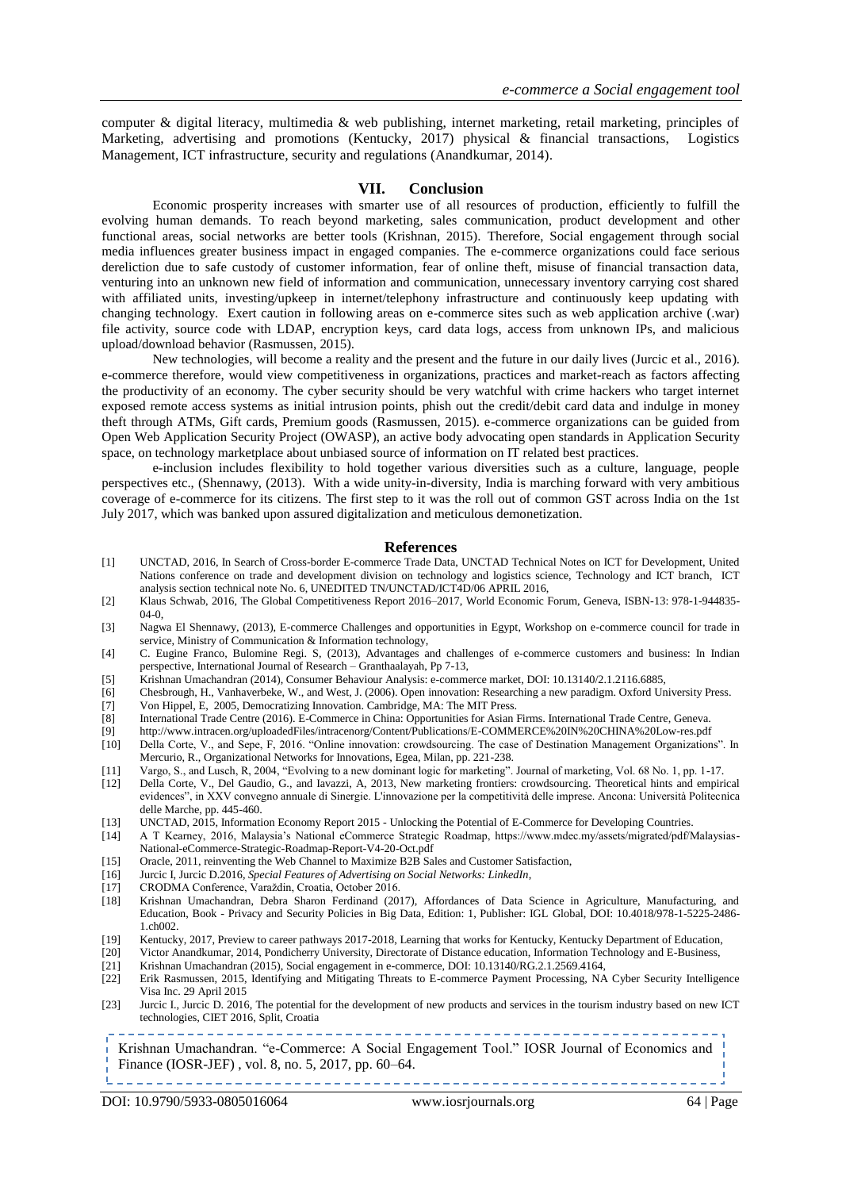computer & digital literacy, multimedia & web publishing, internet marketing, retail marketing, principles of Marketing, advertising and promotions (Kentucky, 2017) physical & financial transactions, Logistics Management, ICT infrastructure, security and regulations (Anandkumar, 2014).

## VII. Conclusion

Economic prosperity increases with smarter use of all resources of production, efficiently to fulfill the evolving human demands. To reach beyond marketing, sales communication, product development and other functional areas, social networks are better tools (Krishnan, 2015). Therefore, Social engagement through social media influences greater business impact in engaged companies. The e-commerce organizations could face serious dereliction due to safe custody of customer information, fear of online theft, misuse of financial transaction data, venturing into an unknown new field of information and communication, unnecessary inventory carrying cost shared with affiliated units, investing/upkeep in internet/telephony infrastructure and continuously keep updating with changing technology. Exert caution in following areas on e-commerce sites such as web application archive (.war) file activity, source code with LDAP, encryption keys, card data logs, access from unknown IPs, and malicious upload/download behavior (Rasmussen, 2015).

New technologies, will become a reality and the present and the future in our daily lives (Jurcic et al., 2016). e-commerce therefore, would view competitiveness in organizations, practices and market-reach as factors affecting the productivity of an economy. The cyber security should be very watchful with crime hackers who target internet exposed remote access systems as initial intrusion points, phish out the credit/debit card data and indulge in money theft through ATMs, Gift cards, Premium goods (Rasmussen, 2015). e-commerce organizations can be guided from Open Web Application Security Project (OWASP), an active body advocating open standards in Application Security space, on technology marketplace about unbiased source of information on IT related best practices.

e-inclusion includes flexibility to hold together various diversities such as a culture, language, people perspectives etc., (Shennawy, (2013). With a wide unity-in-diversity, India is marching forward with very ambitious coverage of e-commerce for its citizens. The first step to it was the roll out of common GST across India on the 1st July 2017, which was banked upon assured digitalization and meticulous demonetization.

## References

[1] UNCTAD, 2016, In Search of Cross-border E-commerce Trade Data, UNCTAD Technical Notes on ICT for Development, United Nations conference on trade and development division on technology and logistics science, Technology and ICT branch, ICT analysis section technical note No. 6, UNEDITED TN/UNCTAD/ICT4D/06 APRIL 2016,

[2] Klaus Schwab, 2016, The Global Competitiveness Report 2016–2017, World Economic Forum, Geneva, ISBN-13: 978-1-944835-04-0,

[3] Nagwa El Shennawy, (2013), E-commerce Challenges and opportunities in Egypt, Workshop on e-commerce council for trade in service, Ministry of Communication & Information technology,

[4] C. Eugine Franco, Bulomine Regi. S, (2013), Advantages and challenges of e-commerce customers and business: In Indian perspective, International Journal of Research – Granthaalayah, Pp 7-13,

[5] Krishnan Umachandran (2014), Consumer Behaviour Analysis: e-commerce market, DOI: 10.13140/2.1.2116.6885,

[6] Chesbrough, H., Vanhaverbeke, W., and West, J. (2006). Open innovation: Researching a new paradigm. Oxford University Press.

[7] Von Hippel, E, 2005, Democratizing Innovation. Cambridge, MA: The MIT Press.

[8] International Trade Centre (2016). E-Commerce in China: Opportunities for Asian Firms. International Trade Centre, Geneva.

[9] http://www.intracen.org/uploadedFiles/intracenorg/Content/Publications/E-COMMERCE%20IN%20CHINA%20Low-res.pdf

[10] Della Corte, V., and Sepe, F, 2016. "Online innovation: crowdsourcing. The case of Destination Management Organizations". In Mercurio, R., Organizational Networks for Innovations, Egea, Milan, pp. 221-238.

[11] Vargo, S., and Lusch, R, 2004, "Evolving to a new dominant logic for marketing". Journal of marketing, Vol. 68 No. 1, pp. 1-17.

[12] Della Corte, V., Del Gaudio, G., and Iavazzi, A, 2013, New marketing frontiers: crowdsourcing. Theoretical hints and empirical evidences", in XXV convegno annuale di Sinergie. L'innovazione per la competitività delle imprese. Ancona: Università Politecnica delle Marche, pp. 445-460.

[13] UNCTAD, 2015, Information Economy Report 2015 - Unlocking the Potential of E-Commerce for Developing Countries.

[14] A T Kearney, 2016, Malaysia's National eCommerce Strategic Roadmap, https://www.mdec.my/assets/migrated/pdf/Malaysias-National-eCommerce-Strategic-Roadmap-Report-V4-20-Oct.pdf

[15] Oracle, 2011, reinventing the Web Channel to Maximize B2B Sales and Customer Satisfaction,

[16] Jurcic I, Jurcic D.2016, *Special Features of Advertising on Social Networks: LinkedIn*,

[17] CRODMA Conference, Varaždin, Croatia, October 2016.

[18] Krishnan Umachandran, Debra Sharon Ferdinand (2017), Affordances of Data Science in Agriculture, Manufacturing, and Education, Book - Privacy and Security Policies in Big Data, Edition: 1, Publisher: IGL Global, DOI: 10.4018/978-1-5225-2486-1.ch002.

[19] Kentucky, 2017, Preview to career pathways 2017-2018, Learning that works for Kentucky, Kentucky Department of Education,

[20] Victor Anandkumar, 2014, Pondicherry University, Directorate of Distance education, Information Technology and E-Business,

[21] Krishnan Umachandran (2015), Social engagement in e-commerce, DOI: 10.13140/RG.2.1.2569.4164,

[22] Erik Rasmussen, 2015, Identifying and Mitigating Threats to E-commerce Payment Processing, NA Cyber Security Intelligence Visa Inc. 29 April 2015

[23] Jurcic I., Jurcic D. 2016, The potential for the development of new products and services in the tourism industry based on new ICT technologies, CIET 2016, Split, Croatia

Krishnan Umachandran. "e-Commerce: A Social Engagement Tool." IOSR Journal of Economics and Finance (IOSR-JEF) , vol. 8, no. 5, 2017, pp. 60–64.